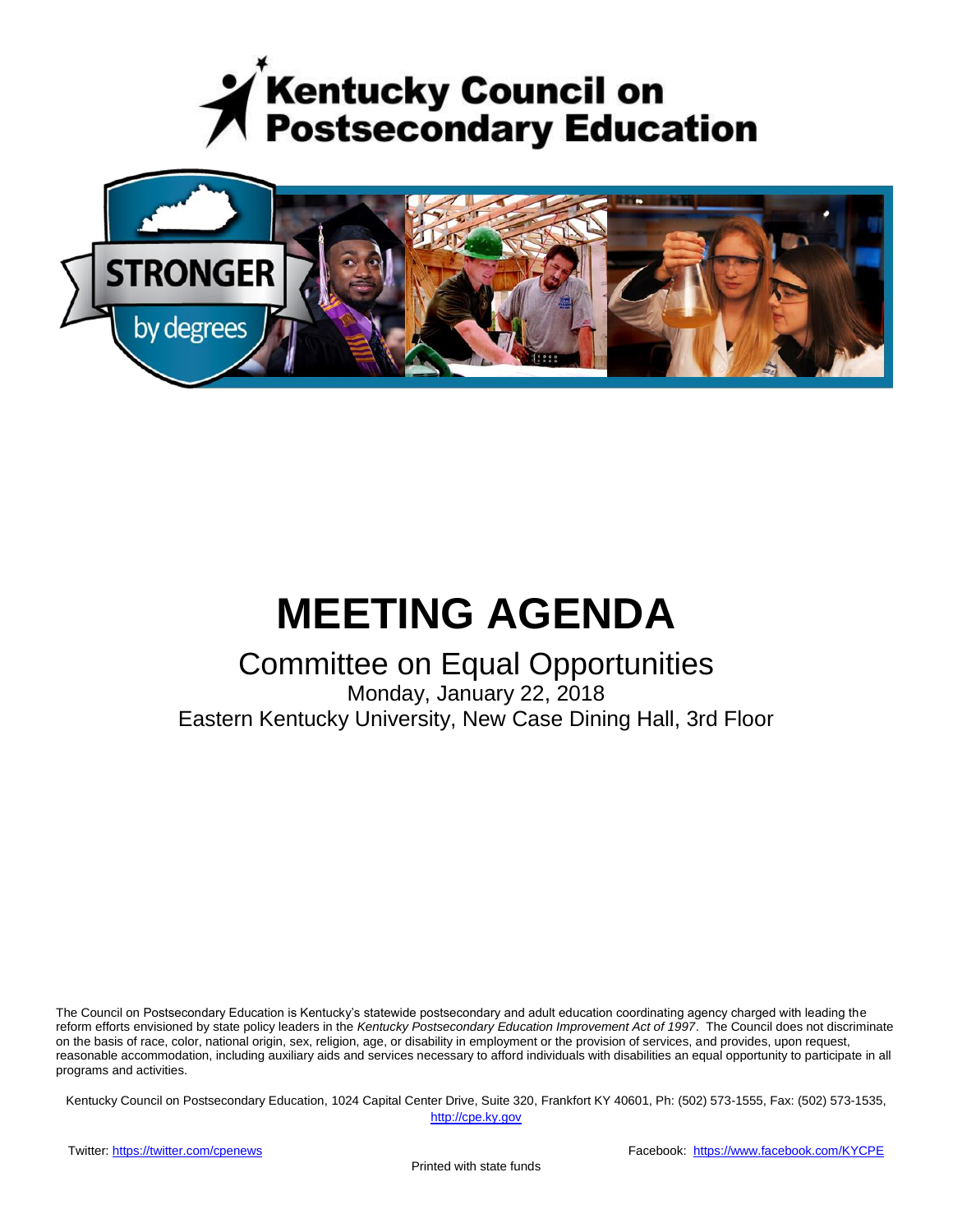# Kentucky Council on Postsecondary Education

STRONGER by degrees

# MEETING AGENDA

## Committee on Equal Opportunities

Monday, January 22, 2018

Eastern Kentucky University, New Case Dining Hall, 3rd Floor

The Council on Postsecondary Education is Kentucky's statewide postsecondary and adult education coordinating agency charged with leading the reform efforts envisioned by state policy leaders in the *Kentucky Postsecondary Education Improvement Act of 1997*. The Council does not discriminate on the basis of race, color, national origin, sex, religion, age, or disability in employment or the provision of services, and provides, upon request, reasonable accommodation, including auxiliary aids and services necessary to afford individuals with disabilities an equal opportunity to participate in all programs and activities.

Kentucky Council on Postsecondary Education, 1024 Capital Center Drive, Suite 320, Frankfort KY 40601, Ph: (502) 573-1555, Fax: (502) 573-1535, http://cpe.ky.gov

Twitter: https://twitter.com/cpenews

Facebook: https://www.facebook.com/KYCPE

Printed with state funds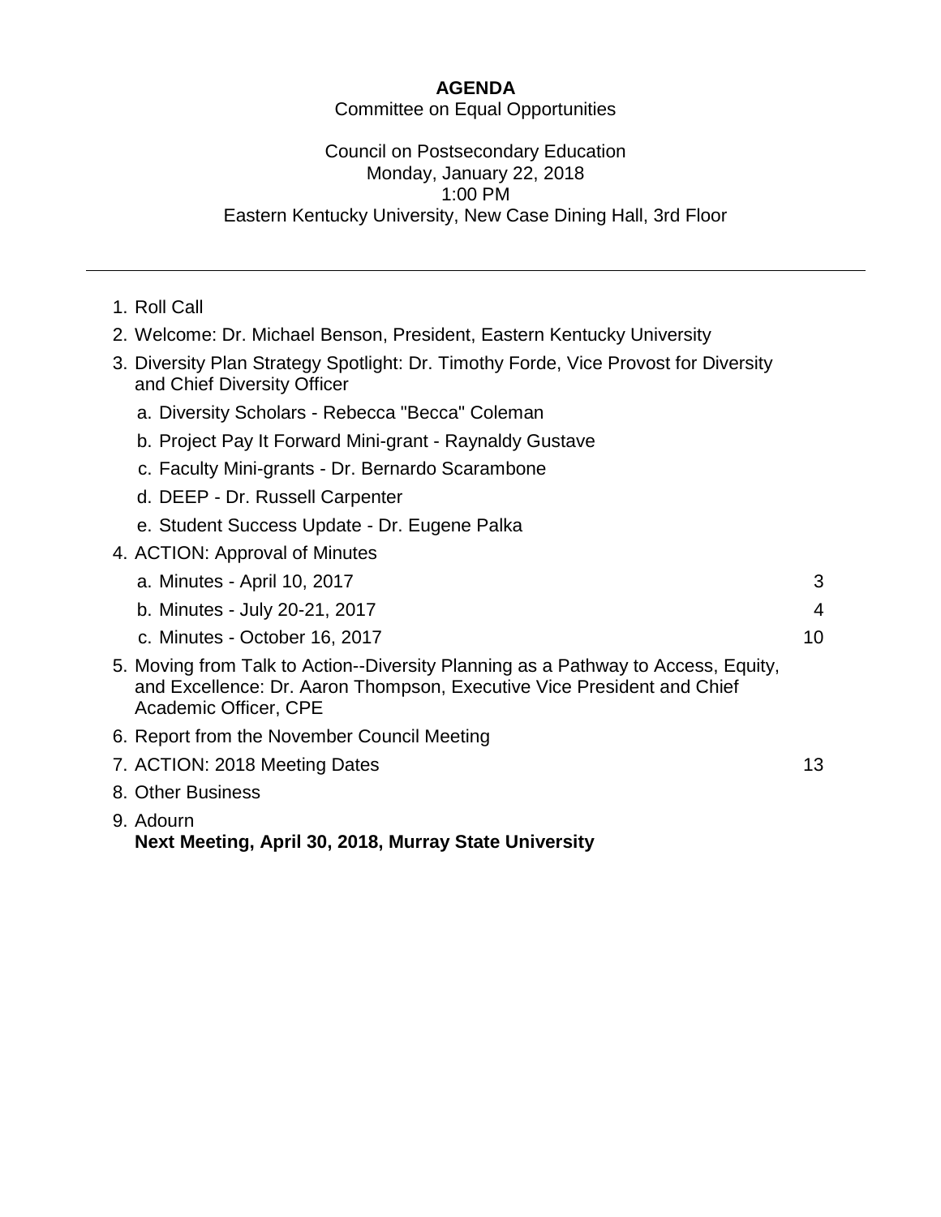**AGENDA**

Committee on Equal Opportunities

Council on Postsecondary Education
Monday, January 22, 2018
1:00 PM
Eastern Kentucky University, New Case Dining Hall, 3rd Floor

---

1. Roll Call
2. Welcome: Dr. Michael Benson, President, Eastern Kentucky University
3. Diversity Plan Strategy Spotlight: Dr. Timothy Forde, Vice Provost for Diversity and Chief Diversity Officer
   a. Diversity Scholars - Rebecca "Becca" Coleman
   b. Project Pay It Forward Mini-grant - Raynaldy Gustave
   c. Faculty Mini-grants - Dr. Bernardo Scarambone
   d. DEEP - Dr. Russell Carpenter
   e. Student Success Update - Dr. Eugene Palka
4. ACTION: Approval of Minutes
   a. Minutes - April 10, 2017 — 3
   b. Minutes - July 20-21, 2017 — 4
   c. Minutes - October 16, 2017 — 10
5. Moving from Talk to Action--Diversity Planning as a Pathway to Access, Equity, and Excellence: Dr. Aaron Thompson, Executive Vice President and Chief Academic Officer, CPE
6. Report from the November Council Meeting
7. ACTION: 2018 Meeting Dates — 13
8. Other Business
9. Adourn
   **Next Meeting, April 30, 2018, Murray State University**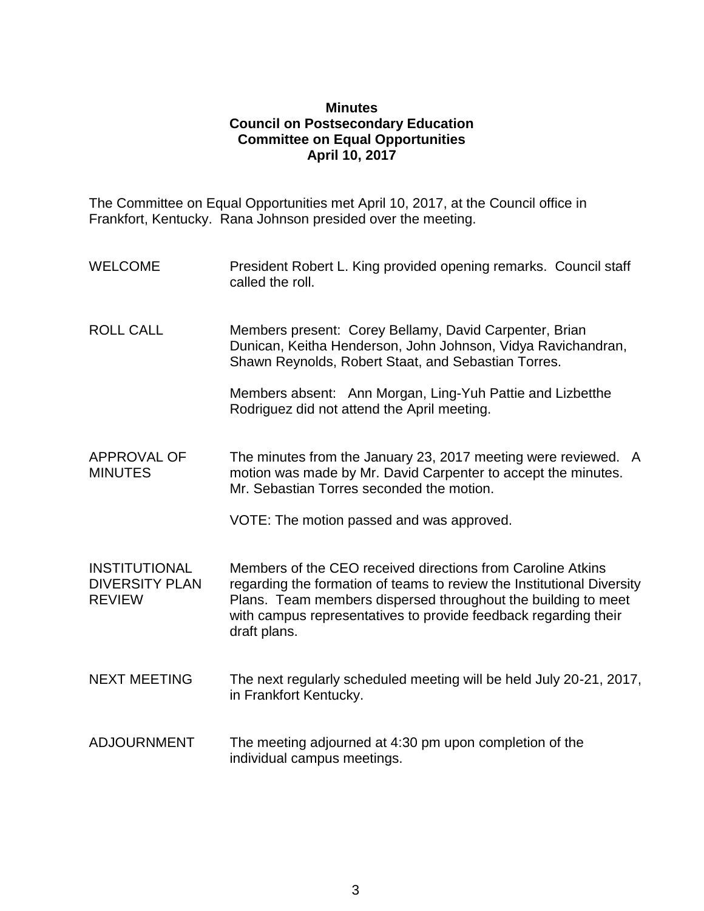**Minutes**
**Council on Postsecondary Education**
**Committee on Equal Opportunities**
**April 10, 2017**

The Committee on Equal Opportunities met April 10, 2017, at the Council office in Frankfort, Kentucky. Rana Johnson presided over the meeting.

| | |
|---|---|
| WELCOME | President Robert L. King provided opening remarks. Council staff called the roll. |
| ROLL CALL | Members present: Corey Bellamy, David Carpenter, Brian Dunican, Keitha Henderson, John Johnson, Vidya Ravichandran, Shawn Reynolds, Robert Staat, and Sebastian Torres.<br><br>Members absent: Ann Morgan, Ling-Yuh Pattie and Lizbetthe Rodriguez did not attend the April meeting. |
| APPROVAL OF MINUTES | The minutes from the January 23, 2017 meeting were reviewed. A motion was made by Mr. David Carpenter to accept the minutes. Mr. Sebastian Torres seconded the motion.<br><br>VOTE: The motion passed and was approved. |
| INSTITUTIONAL DIVERSITY PLAN REVIEW | Members of the CEO received directions from Caroline Atkins regarding the formation of teams to review the Institutional Diversity Plans. Team members dispersed throughout the building to meet with campus representatives to provide feedback regarding their draft plans. |
| NEXT MEETING | The next regularly scheduled meeting will be held July 20-21, 2017, in Frankfort Kentucky. |
| ADJOURNMENT | The meeting adjourned at 4:30 pm upon completion of the individual campus meetings. |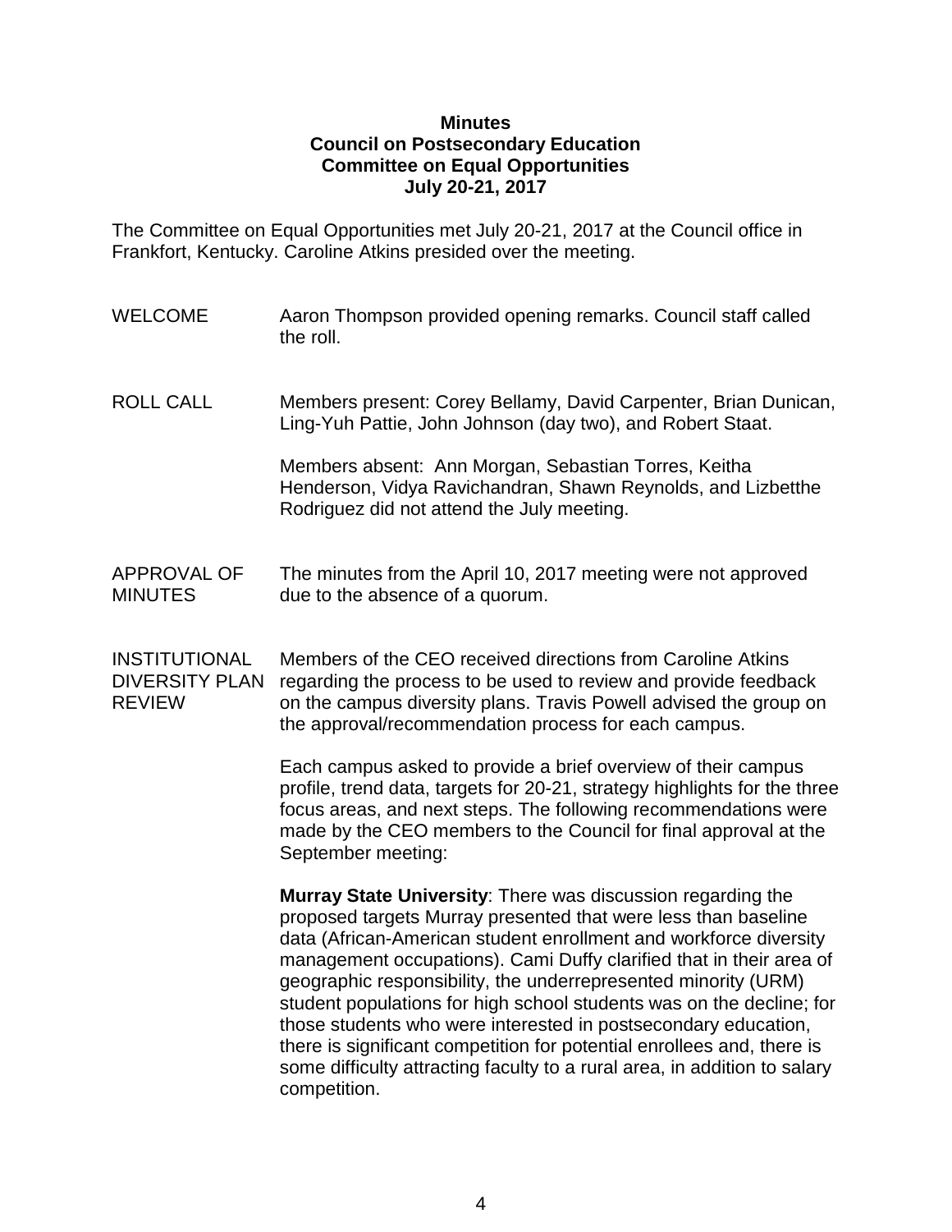**Minutes**
**Council on Postsecondary Education**
**Committee on Equal Opportunities**
**July 20-21, 2017**

The Committee on Equal Opportunities met July 20-21, 2017 at the Council office in Frankfort, Kentucky. Caroline Atkins presided over the meeting.

WELCOME

Aaron Thompson provided opening remarks. Council staff called the roll.

ROLL CALL

Members present: Corey Bellamy, David Carpenter, Brian Dunican, Ling-Yuh Pattie, John Johnson (day two), and Robert Staat.

Members absent: Ann Morgan, Sebastian Torres, Keitha Henderson, Vidya Ravichandran, Shawn Reynolds, and Lizbetthe Rodriguez did not attend the July meeting.

APPROVAL OF MINUTES

The minutes from the April 10, 2017 meeting were not approved due to the absence of a quorum.

INSTITUTIONAL DIVERSITY PLAN REVIEW

Members of the CEO received directions from Caroline Atkins regarding the process to be used to review and provide feedback on the campus diversity plans. Travis Powell advised the group on the approval/recommendation process for each campus.

Each campus asked to provide a brief overview of their campus profile, trend data, targets for 20-21, strategy highlights for the three focus areas, and next steps. The following recommendations were made by the CEO members to the Council for final approval at the September meeting:

**Murray State University**: There was discussion regarding the proposed targets Murray presented that were less than baseline data (African-American student enrollment and workforce diversity management occupations). Cami Duffy clarified that in their area of geographic responsibility, the underrepresented minority (URM) student populations for high school students was on the decline; for those students who were interested in postsecondary education, there is significant competition for potential enrollees and, there is some difficulty attracting faculty to a rural area, in addition to salary competition.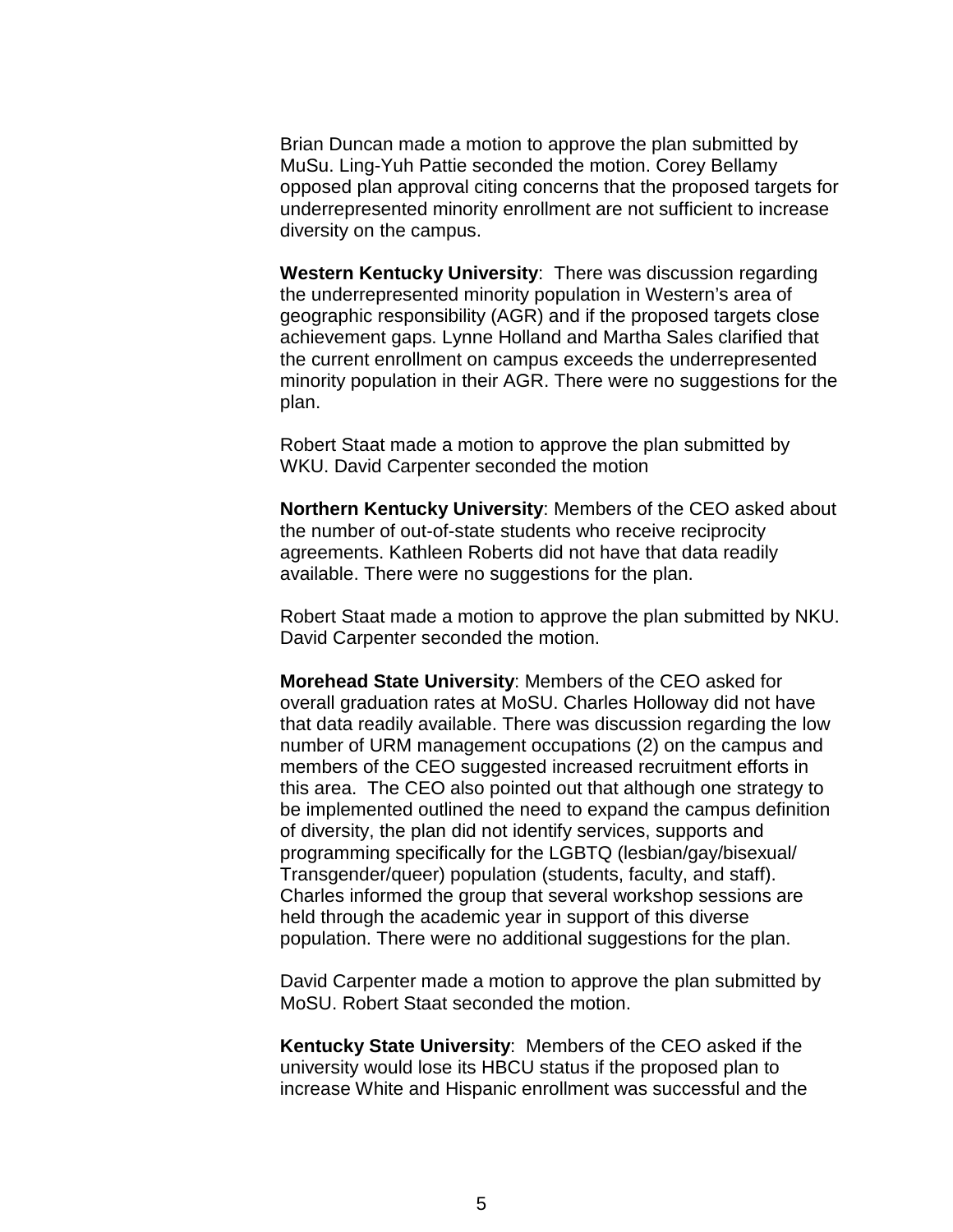Brian Duncan made a motion to approve the plan submitted by MuSu. Ling-Yuh Pattie seconded the motion. Corey Bellamy opposed plan approval citing concerns that the proposed targets for underrepresented minority enrollment are not sufficient to increase diversity on the campus.

**Western Kentucky University**:  There was discussion regarding the underrepresented minority population in Western's area of geographic responsibility (AGR) and if the proposed targets close achievement gaps. Lynne Holland and Martha Sales clarified that the current enrollment on campus exceeds the underrepresented minority population in their AGR. There were no suggestions for the plan.

Robert Staat made a motion to approve the plan submitted by WKU. David Carpenter seconded the motion

**Northern Kentucky University**: Members of the CEO asked about the number of out-of-state students who receive reciprocity agreements. Kathleen Roberts did not have that data readily available. There were no suggestions for the plan.

Robert Staat made a motion to approve the plan submitted by NKU. David Carpenter seconded the motion.

**Morehead State University**: Members of the CEO asked for overall graduation rates at MoSU. Charles Holloway did not have that data readily available. There was discussion regarding the low number of URM management occupations (2) on the campus and members of the CEO suggested increased recruitment efforts in this area.  The CEO also pointed out that although one strategy to be implemented outlined the need to expand the campus definition of diversity, the plan did not identify services, supports and programming specifically for the LGBTQ (lesbian/gay/bisexual/ Transgender/queer) population (students, faculty, and staff). Charles informed the group that several workshop sessions are held through the academic year in support of this diverse population. There were no additional suggestions for the plan.

David Carpenter made a motion to approve the plan submitted by MoSU. Robert Staat seconded the motion.

**Kentucky State University**:  Members of the CEO asked if the university would lose its HBCU status if the proposed plan to increase White and Hispanic enrollment was successful and the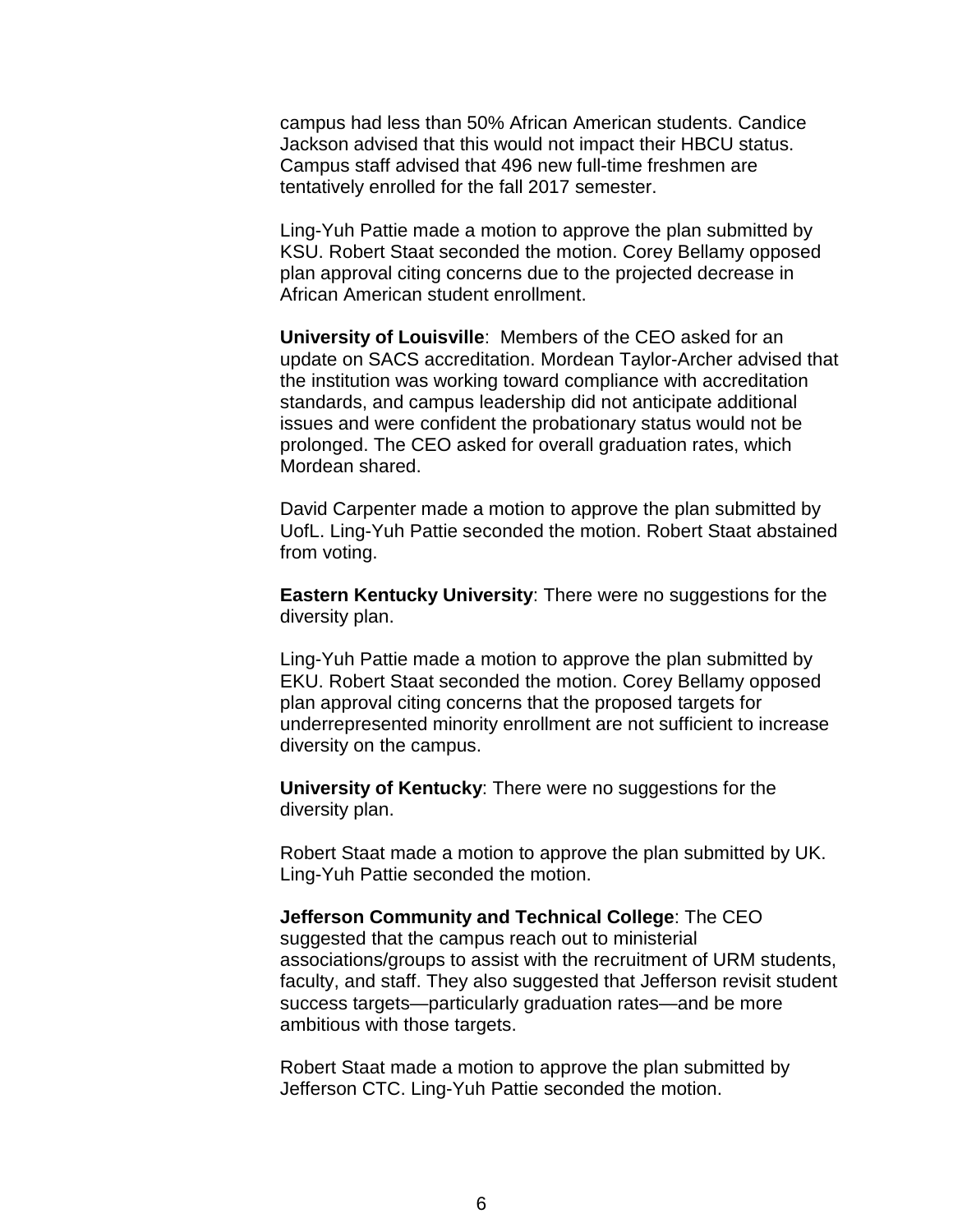campus had less than 50% African American students. Candice Jackson advised that this would not impact their HBCU status. Campus staff advised that 496 new full-time freshmen are tentatively enrolled for the fall 2017 semester.

Ling-Yuh Pattie made a motion to approve the plan submitted by KSU. Robert Staat seconded the motion. Corey Bellamy opposed plan approval citing concerns due to the projected decrease in African American student enrollment.

**University of Louisville**: Members of the CEO asked for an update on SACS accreditation. Mordean Taylor-Archer advised that the institution was working toward compliance with accreditation standards, and campus leadership did not anticipate additional issues and were confident the probationary status would not be prolonged. The CEO asked for overall graduation rates, which Mordean shared.

David Carpenter made a motion to approve the plan submitted by UofL. Ling-Yuh Pattie seconded the motion. Robert Staat abstained from voting.

**Eastern Kentucky University**: There were no suggestions for the diversity plan.

Ling-Yuh Pattie made a motion to approve the plan submitted by EKU. Robert Staat seconded the motion. Corey Bellamy opposed plan approval citing concerns that the proposed targets for underrepresented minority enrollment are not sufficient to increase diversity on the campus.

**University of Kentucky**: There were no suggestions for the diversity plan.

Robert Staat made a motion to approve the plan submitted by UK. Ling-Yuh Pattie seconded the motion.

**Jefferson Community and Technical College**: The CEO suggested that the campus reach out to ministerial associations/groups to assist with the recruitment of URM students, faculty, and staff. They also suggested that Jefferson revisit student success targets—particularly graduation rates—and be more ambitious with those targets.

Robert Staat made a motion to approve the plan submitted by Jefferson CTC. Ling-Yuh Pattie seconded the motion.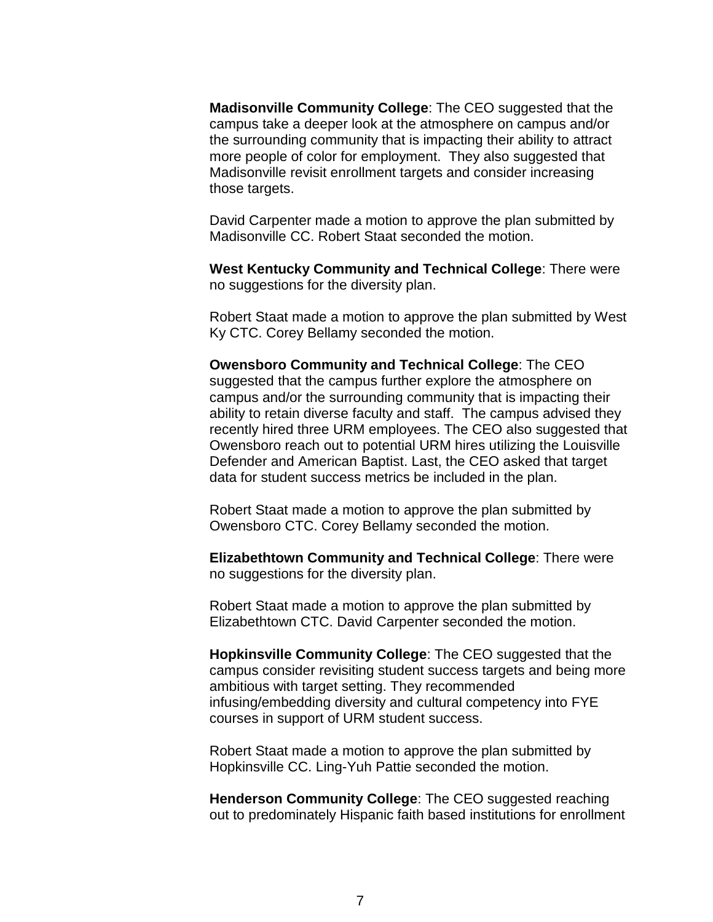**Madisonville Community College**: The CEO suggested that the campus take a deeper look at the atmosphere on campus and/or the surrounding community that is impacting their ability to attract more people of color for employment.  They also suggested that Madisonville revisit enrollment targets and consider increasing those targets.

David Carpenter made a motion to approve the plan submitted by Madisonville CC. Robert Staat seconded the motion.

**West Kentucky Community and Technical College**: There were no suggestions for the diversity plan.

Robert Staat made a motion to approve the plan submitted by West Ky CTC. Corey Bellamy seconded the motion.

**Owensboro Community and Technical College**: The CEO suggested that the campus further explore the atmosphere on campus and/or the surrounding community that is impacting their ability to retain diverse faculty and staff.  The campus advised they recently hired three URM employees. The CEO also suggested that Owensboro reach out to potential URM hires utilizing the Louisville Defender and American Baptist. Last, the CEO asked that target data for student success metrics be included in the plan.

Robert Staat made a motion to approve the plan submitted by Owensboro CTC. Corey Bellamy seconded the motion.

**Elizabethtown Community and Technical College**: There were no suggestions for the diversity plan.

Robert Staat made a motion to approve the plan submitted by Elizabethtown CTC. David Carpenter seconded the motion.

**Hopkinsville Community College**: The CEO suggested that the campus consider revisiting student success targets and being more ambitious with target setting. They recommended infusing/embedding diversity and cultural competency into FYE courses in support of URM student success.

Robert Staat made a motion to approve the plan submitted by Hopkinsville CC. Ling-Yuh Pattie seconded the motion.

**Henderson Community College**: The CEO suggested reaching out to predominately Hispanic faith based institutions for enrollment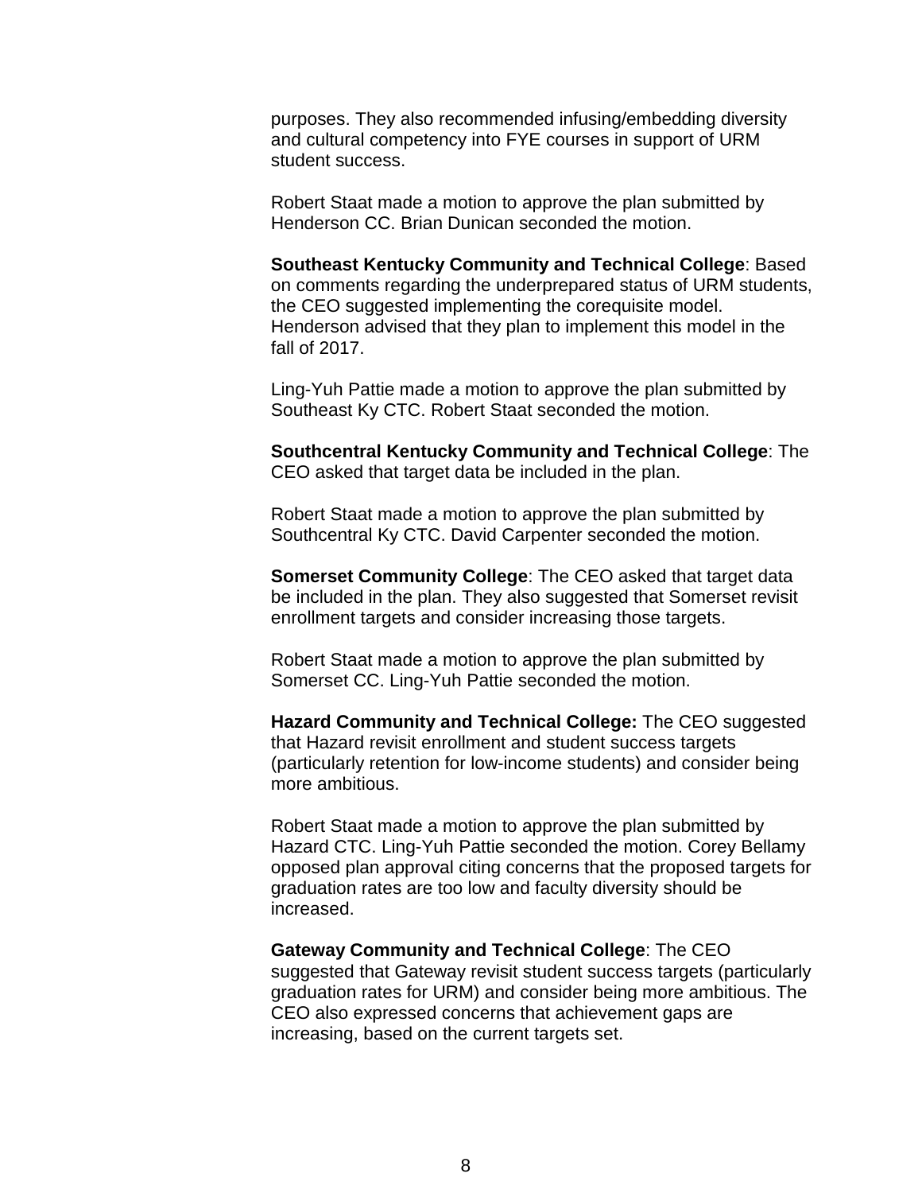purposes. They also recommended infusing/embedding diversity and cultural competency into FYE courses in support of URM student success.

Robert Staat made a motion to approve the plan submitted by Henderson CC. Brian Dunican seconded the motion.

**Southeast Kentucky Community and Technical College**: Based on comments regarding the underprepared status of URM students, the CEO suggested implementing the corequisite model. Henderson advised that they plan to implement this model in the fall of 2017.

Ling-Yuh Pattie made a motion to approve the plan submitted by Southeast Ky CTC. Robert Staat seconded the motion.

**Southcentral Kentucky Community and Technical College**: The CEO asked that target data be included in the plan.

Robert Staat made a motion to approve the plan submitted by Southcentral Ky CTC. David Carpenter seconded the motion.

**Somerset Community College**: The CEO asked that target data be included in the plan. They also suggested that Somerset revisit enrollment targets and consider increasing those targets.

Robert Staat made a motion to approve the plan submitted by Somerset CC. Ling-Yuh Pattie seconded the motion.

**Hazard Community and Technical College:** The CEO suggested that Hazard revisit enrollment and student success targets (particularly retention for low-income students) and consider being more ambitious.

Robert Staat made a motion to approve the plan submitted by Hazard CTC. Ling-Yuh Pattie seconded the motion. Corey Bellamy opposed plan approval citing concerns that the proposed targets for graduation rates are too low and faculty diversity should be increased.

**Gateway Community and Technical College**: The CEO suggested that Gateway revisit student success targets (particularly graduation rates for URM) and consider being more ambitious. The CEO also expressed concerns that achievement gaps are increasing, based on the current targets set.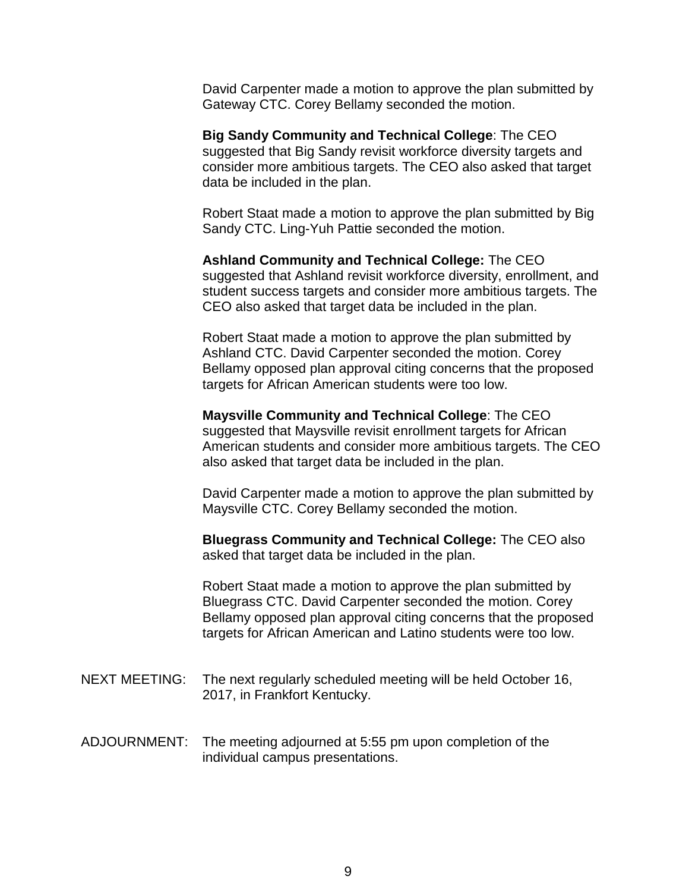David Carpenter made a motion to approve the plan submitted by Gateway CTC. Corey Bellamy seconded the motion.

**Big Sandy Community and Technical College**: The CEO suggested that Big Sandy revisit workforce diversity targets and consider more ambitious targets. The CEO also asked that target data be included in the plan.

Robert Staat made a motion to approve the plan submitted by Big Sandy CTC. Ling-Yuh Pattie seconded the motion.

**Ashland Community and Technical College:** The CEO suggested that Ashland revisit workforce diversity, enrollment, and student success targets and consider more ambitious targets. The CEO also asked that target data be included in the plan.

Robert Staat made a motion to approve the plan submitted by Ashland CTC. David Carpenter seconded the motion. Corey Bellamy opposed plan approval citing concerns that the proposed targets for African American students were too low.

**Maysville Community and Technical College**: The CEO suggested that Maysville revisit enrollment targets for African American students and consider more ambitious targets. The CEO also asked that target data be included in the plan.

David Carpenter made a motion to approve the plan submitted by Maysville CTC. Corey Bellamy seconded the motion.

**Bluegrass Community and Technical College:** The CEO also asked that target data be included in the plan.

Robert Staat made a motion to approve the plan submitted by Bluegrass CTC. David Carpenter seconded the motion. Corey Bellamy opposed plan approval citing concerns that the proposed targets for African American and Latino students were too low.

NEXT MEETING: The next regularly scheduled meeting will be held October 16, 2017, in Frankfort Kentucky.

ADJOURNMENT: The meeting adjourned at 5:55 pm upon completion of the individual campus presentations.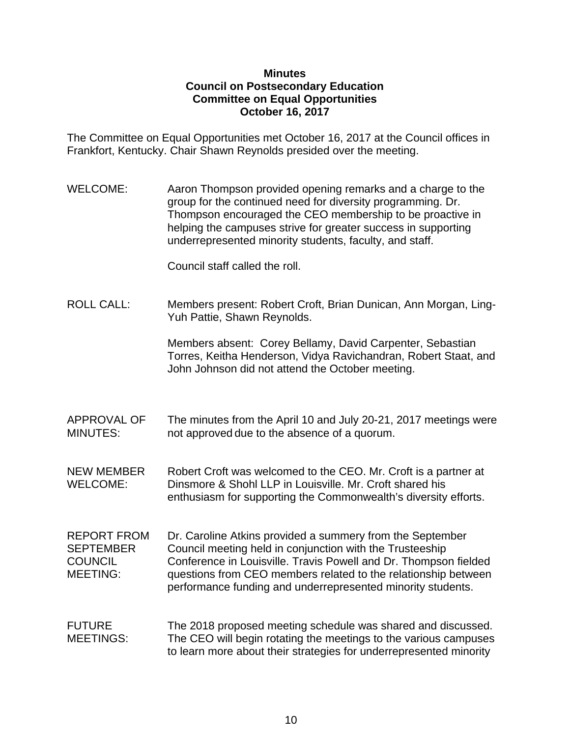**Minutes**
**Council on Postsecondary Education**
**Committee on Equal Opportunities**
**October 16, 2017**

The Committee on Equal Opportunities met October 16, 2017 at the Council offices in Frankfort, Kentucky. Chair Shawn Reynolds presided over the meeting.

WELCOME: Aaron Thompson provided opening remarks and a charge to the group for the continued need for diversity programming. Dr. Thompson encouraged the CEO membership to be proactive in helping the campuses strive for greater success in supporting underrepresented minority students, faculty, and staff.

Council staff called the roll.

ROLL CALL: Members present: Robert Croft, Brian Dunican, Ann Morgan, Ling-Yuh Pattie, Shawn Reynolds.

Members absent: Corey Bellamy, David Carpenter, Sebastian Torres, Keitha Henderson, Vidya Ravichandran, Robert Staat, and John Johnson did not attend the October meeting.

APPROVAL OF MINUTES: The minutes from the April 10 and July 20-21, 2017 meetings were not approved due to the absence of a quorum.

NEW MEMBER WELCOME: Robert Croft was welcomed to the CEO. Mr. Croft is a partner at Dinsmore & Shohl LLP in Louisville. Mr. Croft shared his enthusiasm for supporting the Commonwealth's diversity efforts.

REPORT FROM SEPTEMBER COUNCIL MEETING: Dr. Caroline Atkins provided a summery from the September Council meeting held in conjunction with the Trusteeship Conference in Louisville. Travis Powell and Dr. Thompson fielded questions from CEO members related to the relationship between performance funding and underrepresented minority students.

FUTURE MEETINGS: The 2018 proposed meeting schedule was shared and discussed. The CEO will begin rotating the meetings to the various campuses to learn more about their strategies for underrepresented minority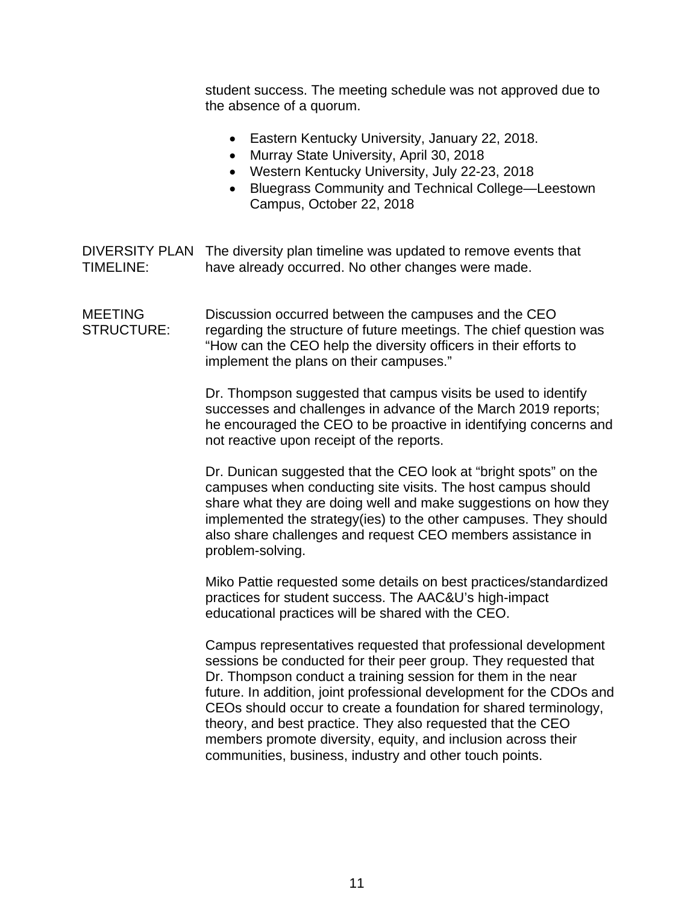student success. The meeting schedule was not approved due to the absence of a quorum.

- Eastern Kentucky University, January 22, 2018.
- Murray State University, April 30, 2018
- Western Kentucky University, July 22-23, 2018
- Bluegrass Community and Technical College—Leestown Campus, October 22, 2018

**DIVERSITY PLAN TIMELINE:** The diversity plan timeline was updated to remove events that have already occurred. No other changes were made.

**MEETING STRUCTURE:** Discussion occurred between the campuses and the CEO regarding the structure of future meetings. The chief question was "How can the CEO help the diversity officers in their efforts to implement the plans on their campuses."

Dr. Thompson suggested that campus visits be used to identify successes and challenges in advance of the March 2019 reports; he encouraged the CEO to be proactive in identifying concerns and not reactive upon receipt of the reports.

Dr. Dunican suggested that the CEO look at "bright spots" on the campuses when conducting site visits. The host campus should share what they are doing well and make suggestions on how they implemented the strategy(ies) to the other campuses. They should also share challenges and request CEO members assistance in problem-solving.

Miko Pattie requested some details on best practices/standardized practices for student success. The AAC&U's high-impact educational practices will be shared with the CEO.

Campus representatives requested that professional development sessions be conducted for their peer group. They requested that Dr. Thompson conduct a training session for them in the near future. In addition, joint professional development for the CDOs and CEOs should occur to create a foundation for shared terminology, theory, and best practice. They also requested that the CEO members promote diversity, equity, and inclusion across their communities, business, industry and other touch points.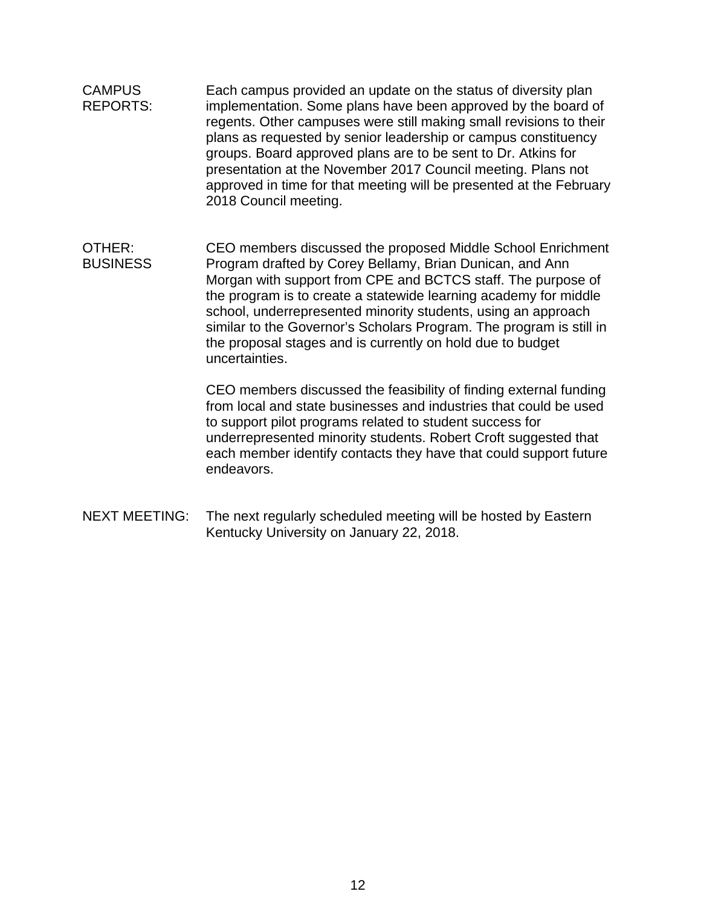**CAMPUS REPORTS:** Each campus provided an update on the status of diversity plan implementation. Some plans have been approved by the board of regents. Other campuses were still making small revisions to their plans as requested by senior leadership or campus constituency groups. Board approved plans are to be sent to Dr. Atkins for presentation at the November 2017 Council meeting. Plans not approved in time for that meeting will be presented at the February 2018 Council meeting.

**OTHER: BUSINESS** CEO members discussed the proposed Middle School Enrichment Program drafted by Corey Bellamy, Brian Dunican, and Ann Morgan with support from CPE and BCTCS staff. The purpose of the program is to create a statewide learning academy for middle school, underrepresented minority students, using an approach similar to the Governor's Scholars Program. The program is still in the proposal stages and is currently on hold due to budget uncertainties.

CEO members discussed the feasibility of finding external funding from local and state businesses and industries that could be used to support pilot programs related to student success for underrepresented minority students. Robert Croft suggested that each member identify contacts they have that could support future endeavors.

**NEXT MEETING:** The next regularly scheduled meeting will be hosted by Eastern Kentucky University on January 22, 2018.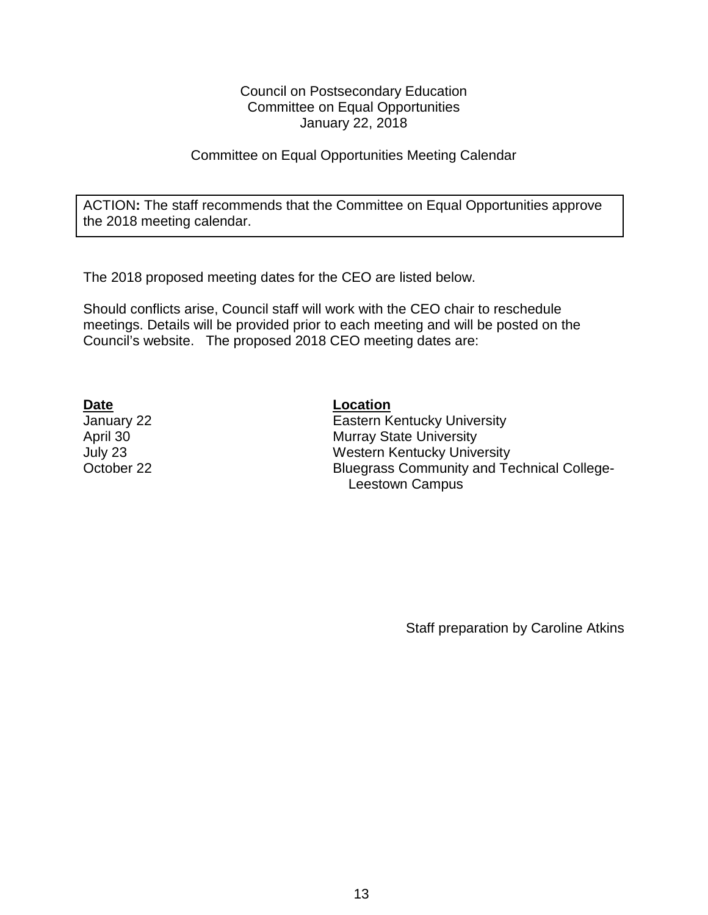Council on Postsecondary Education
Committee on Equal Opportunities
January 22, 2018

Committee on Equal Opportunities Meeting Calendar

ACTION**:** The staff recommends that the Committee on Equal Opportunities approve the 2018 meeting calendar.

The 2018 proposed meeting dates for the CEO are listed below.

Should conflicts arise, Council staff will work with the CEO chair to reschedule meetings. Details will be provided prior to each meeting and will be posted on the Council's website. The proposed 2018 CEO meeting dates are:

| **Date** | **Location** |
|---|---|
| January 22 | Eastern Kentucky University |
| April 30 | Murray State University |
| July 23 | Western Kentucky University |
| October 22 | Bluegrass Community and Technical College- Leestown Campus |

Staff preparation by Caroline Atkins